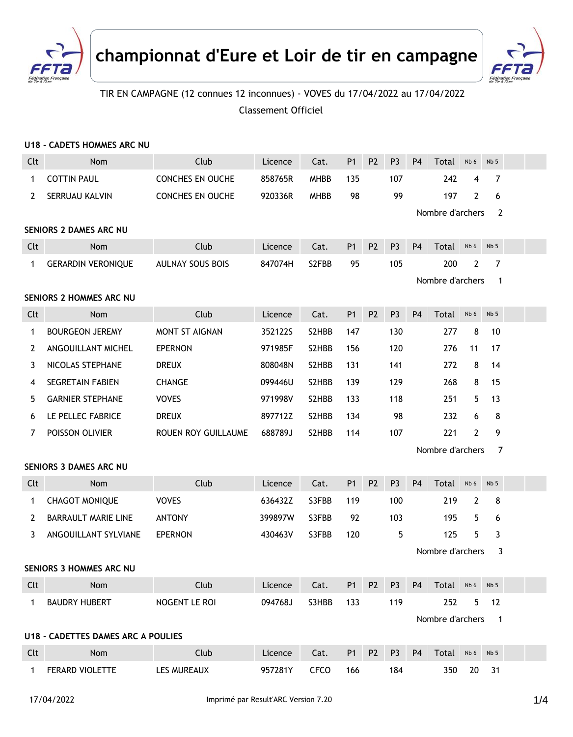# championnat d'Eure et Loir de tir en campagne

TIR EN CAMPAGNE (12 connues 12 inconnues) - VOVES du 17/04/2022 au 17/04/2022

Classement Officiel

### U18 - CADETS HOMMES ARC NU

| Clt | Nom | Club | Licence | Cat. | P1 | P2 | P3 | P4 | Total | Nb 6 | Nb 5 |
|---|---|---|---|---|---|---|---|---|---|---|---|
| 1 | COTTIN PAUL | CONCHES EN OUCHE | 858765R | MHBB | 135 | | 107 | | 242 | 4 | 7 |
| 2 | SERRUAU KALVIN | CONCHES EN OUCHE | 920336R | MHBB | 98 | | 99 | | 197 | 2 | 6 |

Nombre d'archers 2

### SENIORS 2 DAMES ARC NU

| Clt | Nom | Club | Licence | Cat. | P1 | P2 | P3 | P4 | Total | Nb 6 | Nb 5 |
|---|---|---|---|---|---|---|---|---|---|---|---|
| 1 | GERARDIN VERONIQUE | AULNAY SOUS BOIS | 847074H | S2FBB | 95 | | 105 | | 200 | 2 | 7 |

Nombre d'archers 1

### SENIORS 2 HOMMES ARC NU

| Clt | Nom | Club | Licence | Cat. | P1 | P2 | P3 | P4 | Total | Nb 6 | Nb 5 |
|---|---|---|---|---|---|---|---|---|---|---|---|
| 1 | BOURGEON JEREMY | MONT ST AIGNAN | 352122S | S2HBB | 147 | | 130 | | 277 | 8 | 10 |
| 2 | ANGOUILLANT MICHEL | EPERNON | 971985F | S2HBB | 156 | | 120 | | 276 | 11 | 17 |
| 3 | NICOLAS STEPHANE | DREUX | 808048N | S2HBB | 131 | | 141 | | 272 | 8 | 14 |
| 4 | SEGRETAIN FABIEN | CHANGE | 099446U | S2HBB | 139 | | 129 | | 268 | 8 | 15 |
| 5 | GARNIER STEPHANE | VOVES | 971998V | S2HBB | 133 | | 118 | | 251 | 5 | 13 |
| 6 | LE PELLEC FABRICE | DREUX | 897712Z | S2HBB | 134 | | 98 | | 232 | 6 | 8 |
| 7 | POISSON OLIVIER | ROUEN ROY GUILLAUME | 688789J | S2HBB | 114 | | 107 | | 221 | 2 | 9 |

Nombre d'archers 7

### SENIORS 3 DAMES ARC NU

| Clt | Nom | Club | Licence | Cat. | P1 | P2 | P3 | P4 | Total | Nb 6 | Nb 5 |
|---|---|---|---|---|---|---|---|---|---|---|---|
| 1 | CHAGOT MONIQUE | VOVES | 636432Z | S3FBB | 119 | | 100 | | 219 | 2 | 8 |
| 2 | BARRAULT MARIE LINE | ANTONY | 399897W | S3FBB | 92 | | 103 | | 195 | 5 | 6 |
| 3 | ANGOUILLANT SYLVIANE | EPERNON | 430463V | S3FBB | 120 | | 5 | | 125 | 5 | 3 |

Nombre d'archers 3

### SENIORS 3 HOMMES ARC NU

| Clt | Nom | Club | Licence | Cat. | P1 | P2 | P3 | P4 | Total | Nb 6 | Nb 5 |
|---|---|---|---|---|---|---|---|---|---|---|---|
| 1 | BAUDRY HUBERT | NOGENT LE ROI | 094768J | S3HBB | 133 | | 119 | | 252 | 5 | 12 |

Nombre d'archers 1

### U18 - CADETTES DAMES ARC A POULIES

| Clt | Nom | Club | Licence | Cat. | P1 | P2 | P3 | P4 | Total | Nb 6 | Nb 5 |
|---|---|---|---|---|---|---|---|---|---|---|---|
| 1 | FERARD VIOLETTE | LES MUREAUX | 957281Y | CFCO | 166 | | 184 | | 350 | 20 | 31 |

17/04/2022 Imprimé par Result'ARC Version 7.20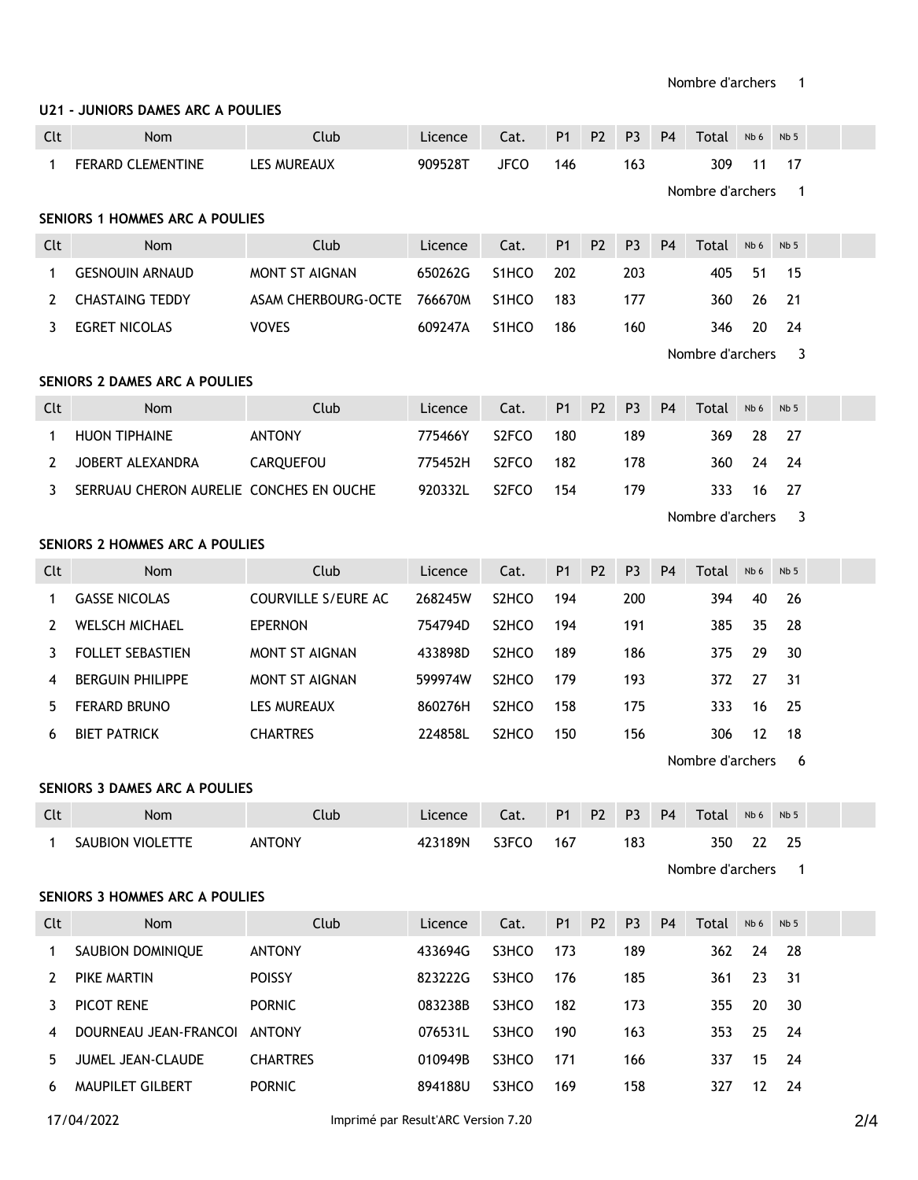Nombre d'archers 1

### U21 - JUNIORS DAMES ARC A POULIES

| Clt | Nom | Club | Licence | Cat. | P1 | P2 | P3 | P4 | Total | Nb 6 | Nb 5 |
|---|---|---|---|---|---|---|---|---|---|---|---|
| 1 | FERARD CLEMENTINE | LES MUREAUX | 909528T | JFCO | 146 | | 163 | | 309 | 11 | 17 |

Nombre d'archers 1

### SENIORS 1 HOMMES ARC A POULIES

| Clt | Nom | Club | Licence | Cat. | P1 | P2 | P3 | P4 | Total | Nb 6 | Nb 5 |
|---|---|---|---|---|---|---|---|---|---|---|---|
| 1 | GESNOUIN ARNAUD | MONT ST AIGNAN | 650262G | S1HCO | 202 | | 203 | | 405 | 51 | 15 |
| 2 | CHASTAING TEDDY | ASAM CHERBOURG-OCTE | 766670M | S1HCO | 183 | | 177 | | 360 | 26 | 21 |
| 3 | EGRET NICOLAS | VOVES | 609247A | S1HCO | 186 | | 160 | | 346 | 20 | 24 |

Nombre d'archers 3

### SENIORS 2 DAMES ARC A POULIES

| Clt | Nom | Club | Licence | Cat. | P1 | P2 | P3 | P4 | Total | Nb 6 | Nb 5 |
|---|---|---|---|---|---|---|---|---|---|---|---|
| 1 | HUON TIPHAINE | ANTONY | 775466Y | S2FCO | 180 | | 189 | | 369 | 28 | 27 |
| 2 | JOBERT ALEXANDRA | CARQUEFOU | 775452H | S2FCO | 182 | | 178 | | 360 | 24 | 24 |
| 3 | SERRUAU CHERON AURELIE | CONCHES EN OUCHE | 920332L | S2FCO | 154 | | 179 | | 333 | 16 | 27 |

Nombre d'archers 3

### SENIORS 2 HOMMES ARC A POULIES

| Clt | Nom | Club | Licence | Cat. | P1 | P2 | P3 | P4 | Total | Nb 6 | Nb 5 |
|---|---|---|---|---|---|---|---|---|---|---|---|
| 1 | GASSE NICOLAS | COURVILLE S/EURE AC | 268245W | S2HCO | 194 | | 200 | | 394 | 40 | 26 |
| 2 | WELSCH MICHAEL | EPERNON | 754794D | S2HCO | 194 | | 191 | | 385 | 35 | 28 |
| 3 | FOLLET SEBASTIEN | MONT ST AIGNAN | 433898D | S2HCO | 189 | | 186 | | 375 | 29 | 30 |
| 4 | BERGUIN PHILIPPE | MONT ST AIGNAN | 599974W | S2HCO | 179 | | 193 | | 372 | 27 | 31 |
| 5 | FERARD BRUNO | LES MUREAUX | 860276H | S2HCO | 158 | | 175 | | 333 | 16 | 25 |
| 6 | BIET PATRICK | CHARTRES | 224858L | S2HCO | 150 | | 156 | | 306 | 12 | 18 |

Nombre d'archers 6

### SENIORS 3 DAMES ARC A POULIES

| Clt | Nom | Club | Licence | Cat. | P1 | P2 | P3 | P4 | Total | Nb 6 | Nb 5 |
|---|---|---|---|---|---|---|---|---|---|---|---|
| 1 | SAUBION VIOLETTE | ANTONY | 423189N | S3FCO | 167 | | 183 | | 350 | 22 | 25 |

Nombre d'archers 1

### SENIORS 3 HOMMES ARC A POULIES

| Clt | Nom | Club | Licence | Cat. | P1 | P2 | P3 | P4 | Total | Nb 6 | Nb 5 |
|---|---|---|---|---|---|---|---|---|---|---|---|
| 1 | SAUBION DOMINIQUE | ANTONY | 433694G | S3HCO | 173 | | 189 | | 362 | 24 | 28 |
| 2 | PIKE MARTIN | POISSY | 823222G | S3HCO | 176 | | 185 | | 361 | 23 | 31 |
| 3 | PICOT RENE | PORNIC | 083238B | S3HCO | 182 | | 173 | | 355 | 20 | 30 |
| 4 | DOURNEAU JEAN-FRANCOI | ANTONY | 076531L | S3HCO | 190 | | 163 | | 353 | 25 | 24 |
| 5 | JUMEL JEAN-CLAUDE | CHARTRES | 010949B | S3HCO | 171 | | 166 | | 337 | 15 | 24 |
| 6 | MAUPILET GILBERT | PORNIC | 894188U | S3HCO | 169 | | 158 | | 327 | 12 | 24 |

17/04/2022 Imprimé par Result'ARC Version 7.20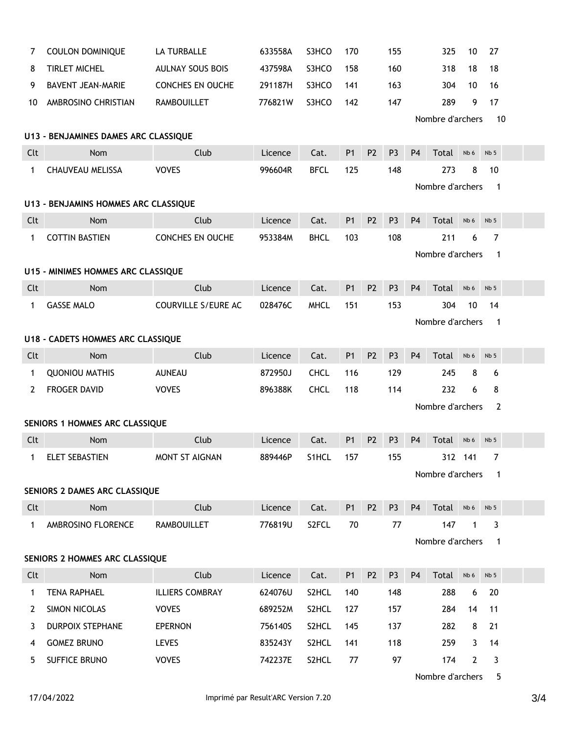| Clt | Nom | Club | Licence | Cat. | P1 | P2 | P3 | P4 | Total | Nb 6 | Nb 5 |
|---|---|---|---|---|---|---|---|---|---|---|---|
| 7 | COULON DOMINIQUE | LA TURBALLE | 633558A | S3HCO | 170 | | 155 | | 325 | 10 | 27 |
| 8 | TIRLET MICHEL | AULNAY SOUS BOIS | 437598A | S3HCO | 158 | | 160 | | 318 | 18 | 18 |
| 9 | BAVENT JEAN-MARIE | CONCHES EN OUCHE | 291187H | S3HCO | 141 | | 163 | | 304 | 10 | 16 |
| 10 | AMBROSINO CHRISTIAN | RAMBOUILLET | 776821W | S3HCO | 142 | | 147 | | 289 | 9 | 17 |

Nombre d'archers 10

### U13 - BENJAMINES DAMES ARC CLASSIQUE

| Clt | Nom | Club | Licence | Cat. | P1 | P2 | P3 | P4 | Total | Nb 6 | Nb 5 |
|---|---|---|---|---|---|---|---|---|---|---|---|
| 1 | CHAUVEAU MELISSA | VOVES | 996604R | BFCL | 125 | | 148 | | 273 | 8 | 10 |

Nombre d'archers 1

### U13 - BENJAMINS HOMMES ARC CLASSIQUE

| Clt | Nom | Club | Licence | Cat. | P1 | P2 | P3 | P4 | Total | Nb 6 | Nb 5 |
|---|---|---|---|---|---|---|---|---|---|---|---|
| 1 | COTTIN BASTIEN | CONCHES EN OUCHE | 953384M | BHCL | 103 | | 108 | | 211 | 6 | 7 |

Nombre d'archers 1

### U15 - MINIMES HOMMES ARC CLASSIQUE

| Clt | Nom | Club | Licence | Cat. | P1 | P2 | P3 | P4 | Total | Nb 6 | Nb 5 |
|---|---|---|---|---|---|---|---|---|---|---|---|
| 1 | GASSE MALO | COURVILLE S/EURE AC | 028476C | MHCL | 151 | | 153 | | 304 | 10 | 14 |

Nombre d'archers 1

### U18 - CADETS HOMMES ARC CLASSIQUE

| Clt | Nom | Club | Licence | Cat. | P1 | P2 | P3 | P4 | Total | Nb 6 | Nb 5 |
|---|---|---|---|---|---|---|---|---|---|---|---|
| 1 | QUONIOU MATHIS | AUNEAU | 872950J | CHCL | 116 | | 129 | | 245 | 8 | 6 |
| 2 | FROGER DAVID | VOVES | 896388K | CHCL | 118 | | 114 | | 232 | 6 | 8 |

Nombre d'archers 2

### SENIORS 1 HOMMES ARC CLASSIQUE

| Clt | Nom | Club | Licence | Cat. | P1 | P2 | P3 | P4 | Total | Nb 6 | Nb 5 |
|---|---|---|---|---|---|---|---|---|---|---|---|
| 1 | ELET SEBASTIEN | MONT ST AIGNAN | 889446P | S1HCL | 157 | | 155 | | 312 | 141 | 7 |

Nombre d'archers 1

### SENIORS 2 DAMES ARC CLASSIQUE

| Clt | Nom | Club | Licence | Cat. | P1 | P2 | P3 | P4 | Total | Nb 6 | Nb 5 |
|---|---|---|---|---|---|---|---|---|---|---|---|
| 1 | AMBROSINO FLORENCE | RAMBOUILLET | 776819U | S2FCL | 70 | | 77 | | 147 | 1 | 3 |

Nombre d'archers 1

### SENIORS 2 HOMMES ARC CLASSIQUE

| Clt | Nom | Club | Licence | Cat. | P1 | P2 | P3 | P4 | Total | Nb 6 | Nb 5 |
|---|---|---|---|---|---|---|---|---|---|---|---|
| 1 | TENA RAPHAEL | ILLIERS COMBRAY | 624076U | S2HCL | 140 | | 148 | | 288 | 6 | 20 |
| 2 | SIMON NICOLAS | VOVES | 689252M | S2HCL | 127 | | 157 | | 284 | 14 | 11 |
| 3 | DURPOIX STEPHANE | EPERNON | 756140S | S2HCL | 145 | | 137 | | 282 | 8 | 21 |
| 4 | GOMEZ BRUNO | LEVES | 835243Y | S2HCL | 141 | | 118 | | 259 | 3 | 14 |
| 5 | SUFFICE BRUNO | VOVES | 742237E | S2HCL | 77 | | 97 | | 174 | 2 | 3 |

Nombre d'archers 5

17/04/2022 Imprimé par Result'ARC Version 7.20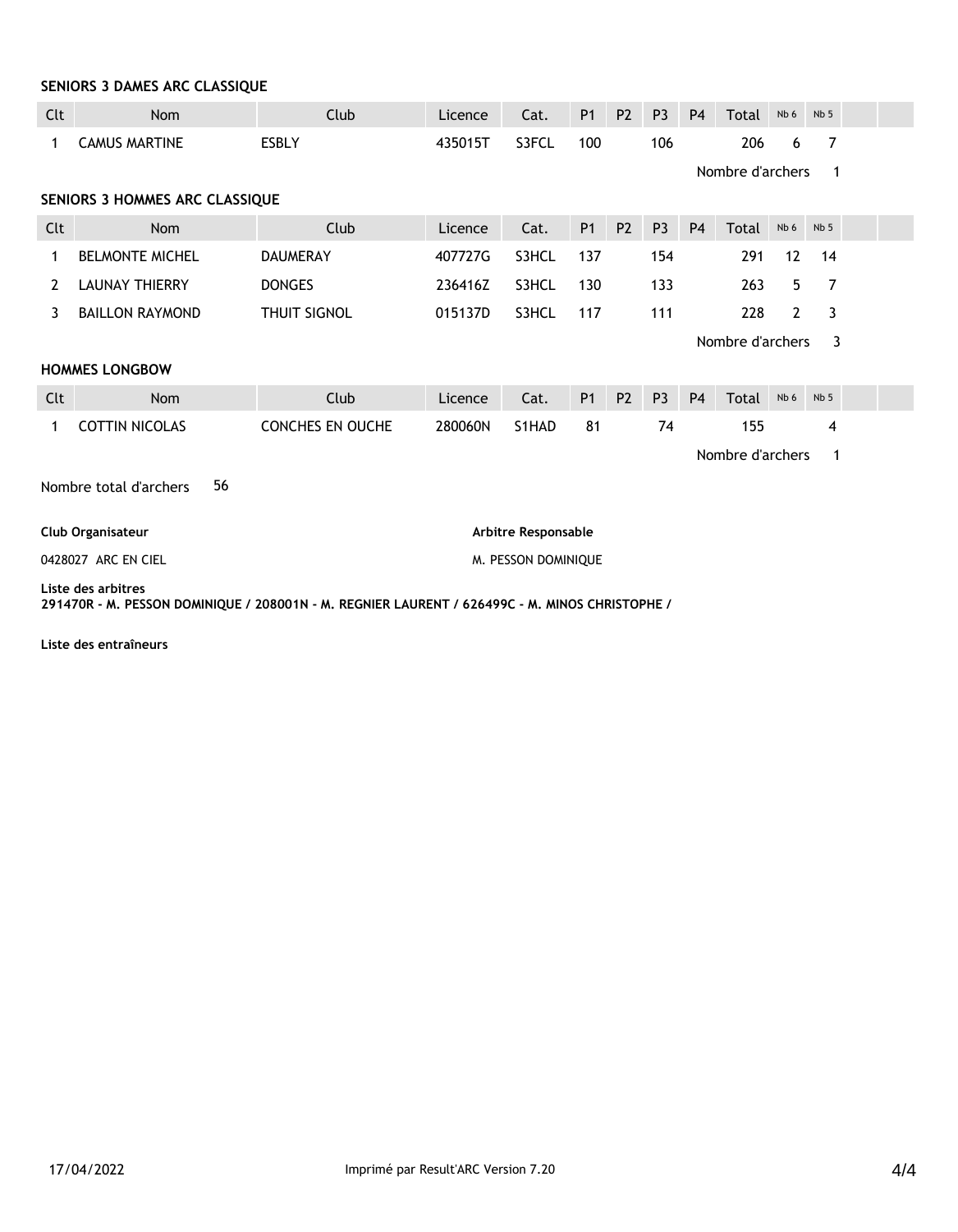### SENIORS 3 DAMES ARC CLASSIQUE

| Clt | Nom | Club | Licence | Cat. | P1 | P2 | P3 | P4 | Total | Nb 6 | Nb 5 | | |
|---|---|---|---|---|---|---|---|---|---|---|---|---|---|
| 1 | CAMUS MARTINE | ESBLY | 435015T | S3FCL | 100 | | 106 | | 206 | 6 | 7 | | |

Nombre d'archers 1

### SENIORS 3 HOMMES ARC CLASSIQUE

| Clt | Nom | Club | Licence | Cat. | P1 | P2 | P3 | P4 | Total | Nb 6 | Nb 5 | | |
|---|---|---|---|---|---|---|---|---|---|---|---|---|---|
| 1 | BELMONTE MICHEL | DAUMERAY | 407727G | S3HCL | 137 | | 154 | | 291 | 12 | 14 | | |
| 2 | LAUNAY THIERRY | DONGES | 236416Z | S3HCL | 130 | | 133 | | 263 | 5 | 7 | | |
| 3 | BAILLON RAYMOND | THUIT SIGNOL | 015137D | S3HCL | 117 | | 111 | | 228 | 2 | 3 | | |

Nombre d'archers 3

### HOMMES LONGBOW

| Clt | Nom | Club | Licence | Cat. | P1 | P2 | P3 | P4 | Total | Nb 6 | Nb 5 | | |
|---|---|---|---|---|---|---|---|---|---|---|---|---|---|
| 1 | COTTIN NICOLAS | CONCHES EN OUCHE | 280060N | S1HAD | 81 | | 74 | | 155 | | 4 | | |

Nombre d'archers 1

Nombre total d'archers 56

**Club Organisateur**

0428027 ARC EN CIEL

**Arbitre Responsable**

M. PESSON DOMINIQUE

**Liste des arbitres**

**291470R - M. PESSON DOMINIQUE / 208001N - M. REGNIER LAURENT / 626499C - M. MINOS CHRISTOPHE /**

**Liste des entraîneurs**

17/04/2022 Imprimé par Result'ARC Version 7.20